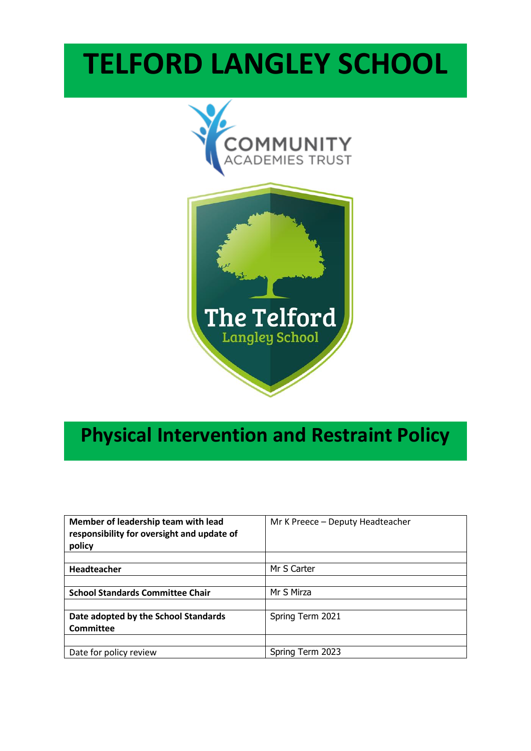# TELFORD LANGLEY SCHOOL

COMMUNITY ACADEMIES TRUST

The Telford Langley School

## Physical Intervention and Restraint Policy

| Member of leadership team with lead responsibility for oversight and update of policy | Mr K Preece – Deputy Headteacher |
|---|---|
| | |
| **Headteacher** | Mr S Carter |
| | |
| **School Standards Committee Chair** | Mr S Mirza |
| | |
| **Date adopted by the School Standards Committee** | Spring Term 2021 |
| | |
| Date for policy review | Spring Term 2023 |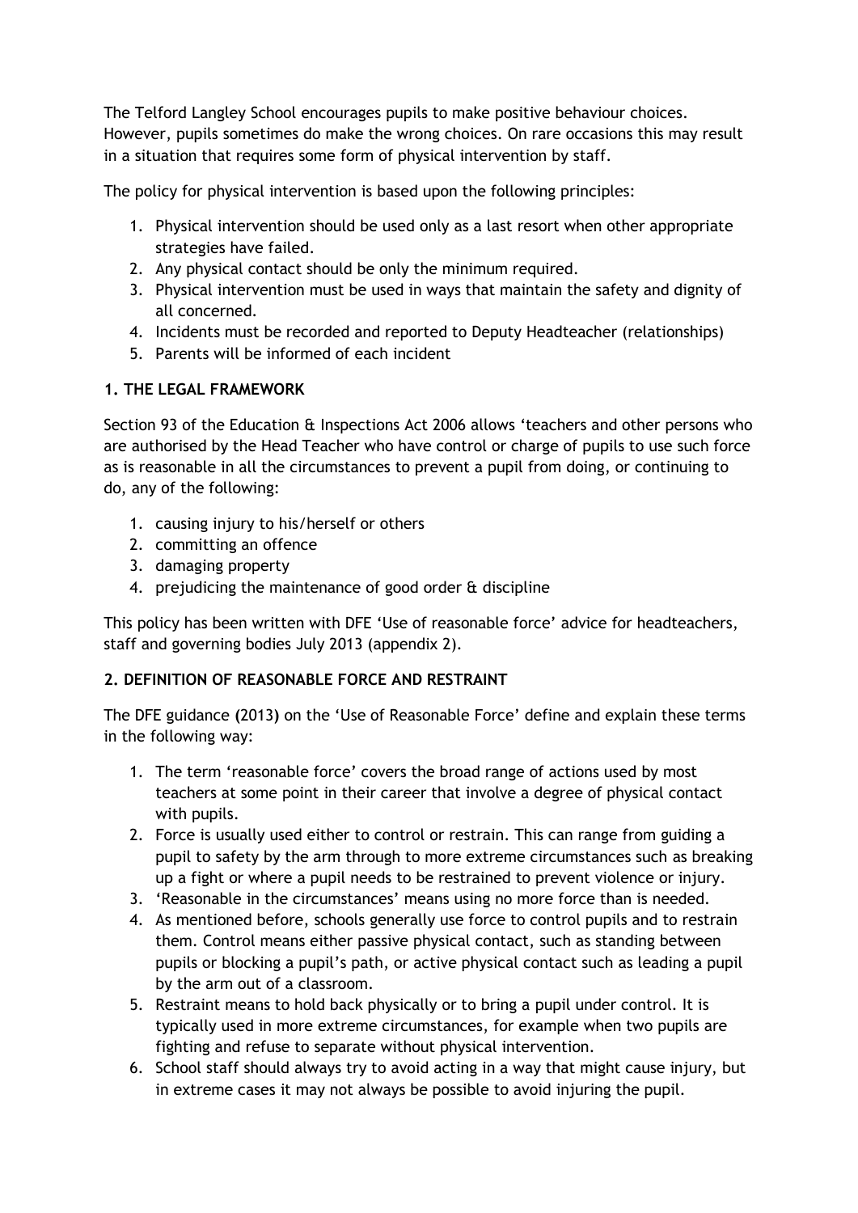The Telford Langley School encourages pupils to make positive behaviour choices. However, pupils sometimes do make the wrong choices. On rare occasions this may result in a situation that requires some form of physical intervention by staff.

The policy for physical intervention is based upon the following principles:

1. Physical intervention should be used only as a last resort when other appropriate strategies have failed.
2. Any physical contact should be only the minimum required.
3. Physical intervention must be used in ways that maintain the safety and dignity of all concerned.
4. Incidents must be recorded and reported to Deputy Headteacher (relationships)
5. Parents will be informed of each incident

**1. THE LEGAL FRAMEWORK**

Section 93 of the Education & Inspections Act 2006 allows 'teachers and other persons who are authorised by the Head Teacher who have control or charge of pupils to use such force as is reasonable in all the circumstances to prevent a pupil from doing, or continuing to do, any of the following:

1. causing injury to his/herself or others
2. committing an offence
3. damaging property
4. prejudicing the maintenance of good order & discipline

This policy has been written with DFE 'Use of reasonable force' advice for headteachers, staff and governing bodies July 2013 (appendix 2).

**2. DEFINITION OF REASONABLE FORCE AND RESTRAINT**

The DFE guidance **(**2013**)** on the 'Use of Reasonable Force' define and explain these terms in the following way:

1. The term 'reasonable force' covers the broad range of actions used by most teachers at some point in their career that involve a degree of physical contact with pupils.
2. Force is usually used either to control or restrain. This can range from guiding a pupil to safety by the arm through to more extreme circumstances such as breaking up a fight or where a pupil needs to be restrained to prevent violence or injury.
3. 'Reasonable in the circumstances' means using no more force than is needed.
4. As mentioned before, schools generally use force to control pupils and to restrain them. Control means either passive physical contact, such as standing between pupils or blocking a pupil's path, or active physical contact such as leading a pupil by the arm out of a classroom.
5. Restraint means to hold back physically or to bring a pupil under control. It is typically used in more extreme circumstances, for example when two pupils are fighting and refuse to separate without physical intervention.
6. School staff should always try to avoid acting in a way that might cause injury, but in extreme cases it may not always be possible to avoid injuring the pupil.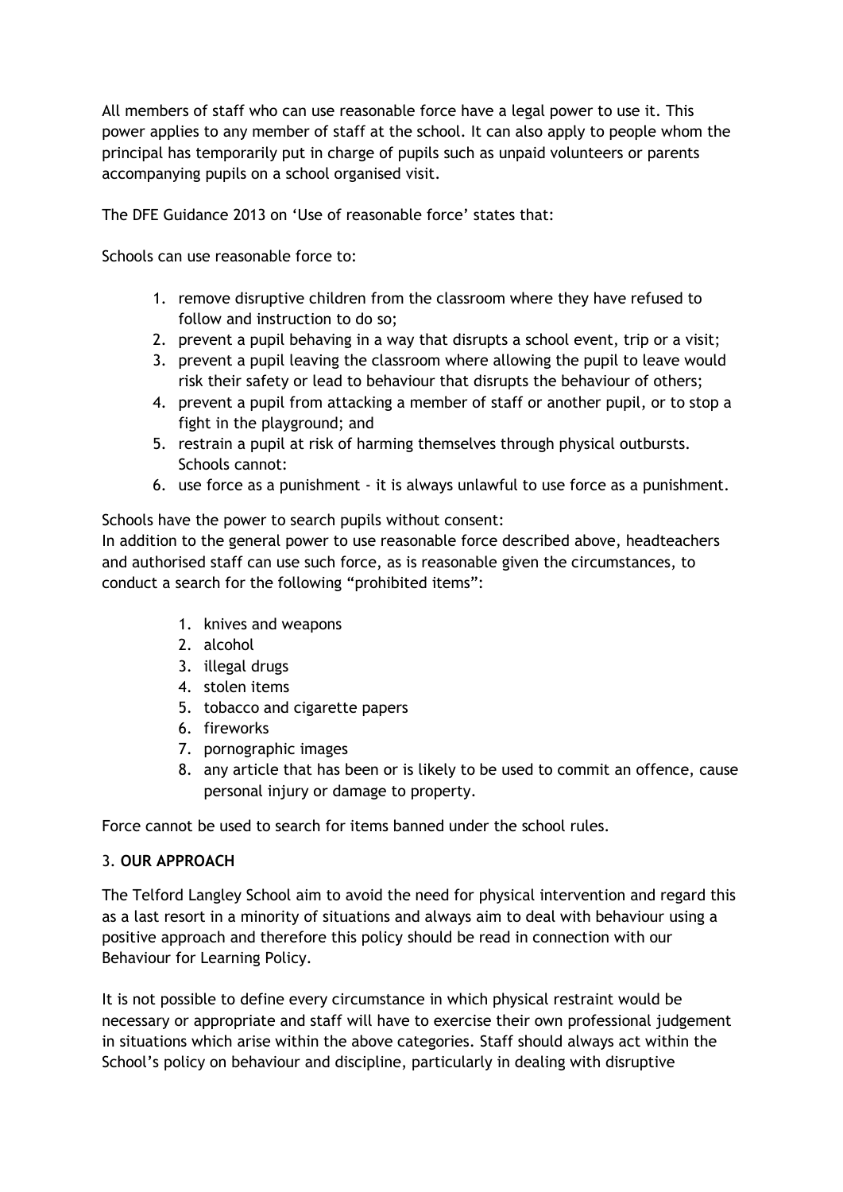All members of staff who can use reasonable force have a legal power to use it. This power applies to any member of staff at the school. It can also apply to people whom the principal has temporarily put in charge of pupils such as unpaid volunteers or parents accompanying pupils on a school organised visit.

The DFE Guidance 2013 on 'Use of reasonable force' states that:

Schools can use reasonable force to:

1. remove disruptive children from the classroom where they have refused to follow and instruction to do so;
2. prevent a pupil behaving in a way that disrupts a school event, trip or a visit;
3. prevent a pupil leaving the classroom where allowing the pupil to leave would risk their safety or lead to behaviour that disrupts the behaviour of others;
4. prevent a pupil from attacking a member of staff or another pupil, or to stop a fight in the playground; and
5. restrain a pupil at risk of harming themselves through physical outbursts. Schools cannot:
6. use force as a punishment - it is always unlawful to use force as a punishment.

Schools have the power to search pupils without consent:
In addition to the general power to use reasonable force described above, headteachers and authorised staff can use such force, as is reasonable given the circumstances, to conduct a search for the following "prohibited items":

1. knives and weapons
2. alcohol
3. illegal drugs
4. stolen items
5. tobacco and cigarette papers
6. fireworks
7. pornographic images
8. any article that has been or is likely to be used to commit an offence, cause personal injury or damage to property.

Force cannot be used to search for items banned under the school rules.

3. **OUR APPROACH**

The Telford Langley School aim to avoid the need for physical intervention and regard this as a last resort in a minority of situations and always aim to deal with behaviour using a positive approach and therefore this policy should be read in connection with our Behaviour for Learning Policy.

It is not possible to define every circumstance in which physical restraint would be necessary or appropriate and staff will have to exercise their own professional judgement in situations which arise within the above categories. Staff should always act within the School's policy on behaviour and discipline, particularly in dealing with disruptive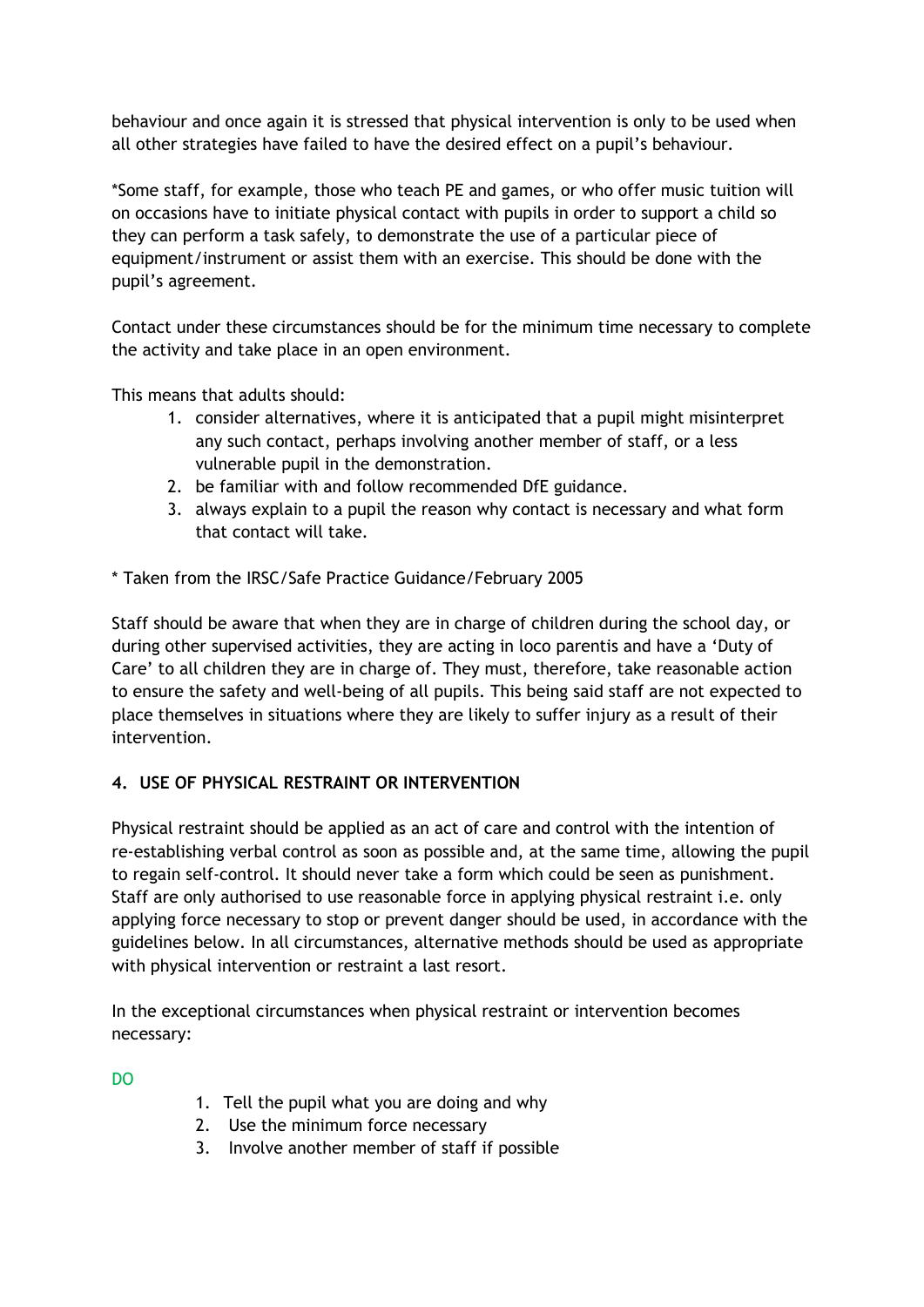behaviour and once again it is stressed that physical intervention is only to be used when all other strategies have failed to have the desired effect on a pupil's behaviour.

*Some staff, for example, those who teach PE and games, or who offer music tuition will on occasions have to initiate physical contact with pupils in order to support a child so they can perform a task safely, to demonstrate the use of a particular piece of equipment/instrument or assist them with an exercise. This should be done with the pupil's agreement.

Contact under these circumstances should be for the minimum time necessary to complete the activity and take place in an open environment.

This means that adults should:

1. consider alternatives, where it is anticipated that a pupil might misinterpret any such contact, perhaps involving another member of staff, or a less vulnerable pupil in the demonstration.
2. be familiar with and follow recommended DfE guidance.
3. always explain to a pupil the reason why contact is necessary and what form that contact will take.

* Taken from the IRSC/Safe Practice Guidance/February 2005

Staff should be aware that when they are in charge of children during the school day, or during other supervised activities, they are acting in loco parentis and have a 'Duty of Care' to all children they are in charge of. They must, therefore, take reasonable action to ensure the safety and well-being of all pupils. This being said staff are not expected to place themselves in situations where they are likely to suffer injury as a result of their intervention.

## 4. USE OF PHYSICAL RESTRAINT OR INTERVENTION

Physical restraint should be applied as an act of care and control with the intention of re-establishing verbal control as soon as possible and, at the same time, allowing the pupil to regain self-control. It should never take a form which could be seen as punishment. Staff are only authorised to use reasonable force in applying physical restraint i.e. only applying force necessary to stop or prevent danger should be used, in accordance with the guidelines below. In all circumstances, alternative methods should be used as appropriate with physical intervention or restraint a last resort.

In the exceptional circumstances when physical restraint or intervention becomes necessary:

DO

1. Tell the pupil what you are doing and why
2. Use the minimum force necessary
3. Involve another member of staff if possible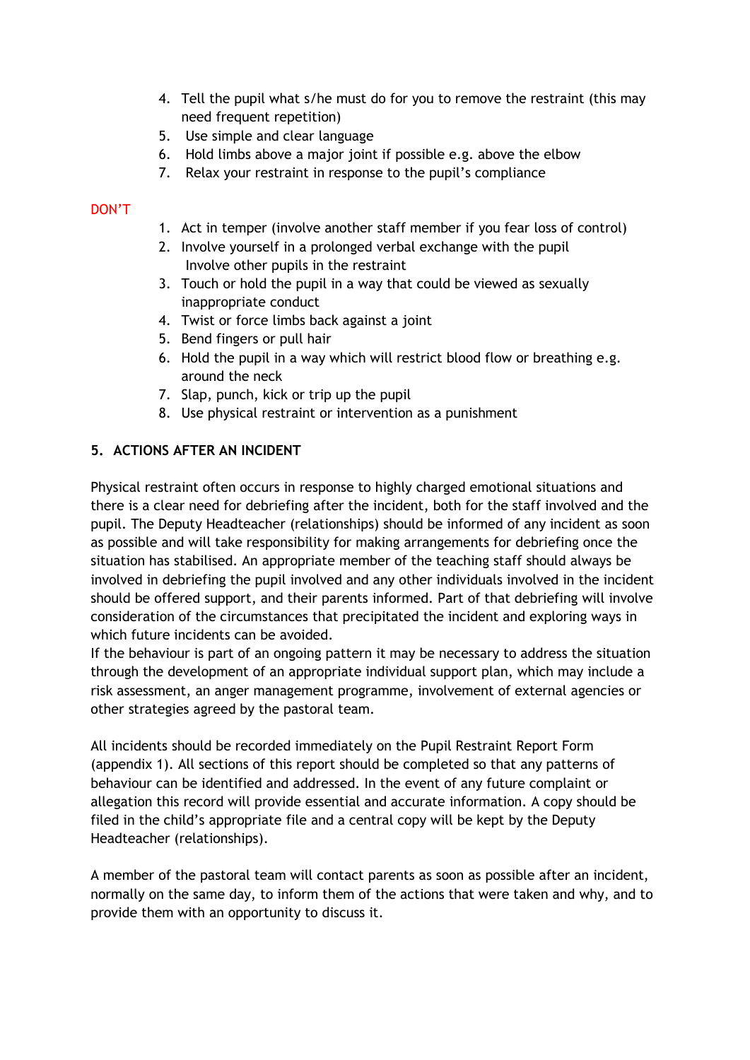4. Tell the pupil what s/he must do for you to remove the restraint (this may need frequent repetition)
5. Use simple and clear language
6. Hold limbs above a major joint if possible e.g. above the elbow
7. Relax your restraint in response to the pupil's compliance

DON'T

1. Act in temper (involve another staff member if you fear loss of control)
2. Involve yourself in a prolonged verbal exchange with the pupil
   Involve other pupils in the restraint
3. Touch or hold the pupil in a way that could be viewed as sexually inappropriate conduct
4. Twist or force limbs back against a joint
5. Bend fingers or pull hair
6. Hold the pupil in a way which will restrict blood flow or breathing e.g. around the neck
7. Slap, punch, kick or trip up the pupil
8. Use physical restraint or intervention as a punishment

## 5. ACTIONS AFTER AN INCIDENT

Physical restraint often occurs in response to highly charged emotional situations and there is a clear need for debriefing after the incident, both for the staff involved and the pupil. The Deputy Headteacher (relationships) should be informed of any incident as soon as possible and will take responsibility for making arrangements for debriefing once the situation has stabilised. An appropriate member of the teaching staff should always be involved in debriefing the pupil involved and any other individuals involved in the incident should be offered support, and their parents informed. Part of that debriefing will involve consideration of the circumstances that precipitated the incident and exploring ways in which future incidents can be avoided.
If the behaviour is part of an ongoing pattern it may be necessary to address the situation through the development of an appropriate individual support plan, which may include a risk assessment, an anger management programme, involvement of external agencies or other strategies agreed by the pastoral team.

All incidents should be recorded immediately on the Pupil Restraint Report Form (appendix 1). All sections of this report should be completed so that any patterns of behaviour can be identified and addressed. In the event of any future complaint or allegation this record will provide essential and accurate information. A copy should be filed in the child's appropriate file and a central copy will be kept by the Deputy Headteacher (relationships).

A member of the pastoral team will contact parents as soon as possible after an incident, normally on the same day, to inform them of the actions that were taken and why, and to provide them with an opportunity to discuss it.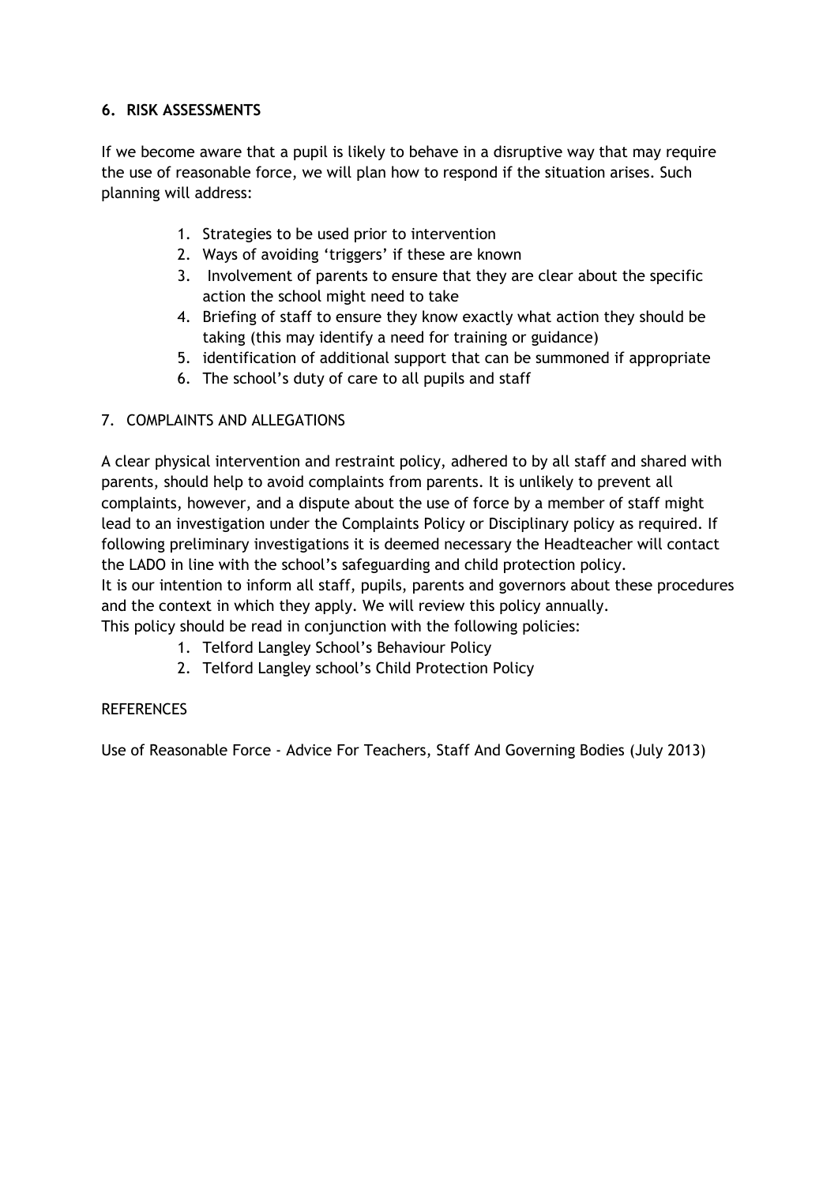## 6. RISK ASSESSMENTS

If we become aware that a pupil is likely to behave in a disruptive way that may require the use of reasonable force, we will plan how to respond if the situation arises. Such planning will address:

1. Strategies to be used prior to intervention
2. Ways of avoiding 'triggers' if these are known
3. Involvement of parents to ensure that they are clear about the specific action the school might need to take
4. Briefing of staff to ensure they know exactly what action they should be taking (this may identify a need for training or guidance)
5. identification of additional support that can be summoned if appropriate
6. The school's duty of care to all pupils and staff

## 7. COMPLAINTS AND ALLEGATIONS

A clear physical intervention and restraint policy, adhered to by all staff and shared with parents, should help to avoid complaints from parents. It is unlikely to prevent all complaints, however, and a dispute about the use of force by a member of staff might lead to an investigation under the Complaints Policy or Disciplinary policy as required. If following preliminary investigations it is deemed necessary the Headteacher will contact the LADO in line with the school's safeguarding and child protection policy.

It is our intention to inform all staff, pupils, parents and governors about these procedures and the context in which they apply. We will review this policy annually.

This policy should be read in conjunction with the following policies:

1. Telford Langley School's Behaviour Policy
2. Telford Langley school's Child Protection Policy

REFERENCES

Use of Reasonable Force - Advice For Teachers, Staff And Governing Bodies (July 2013)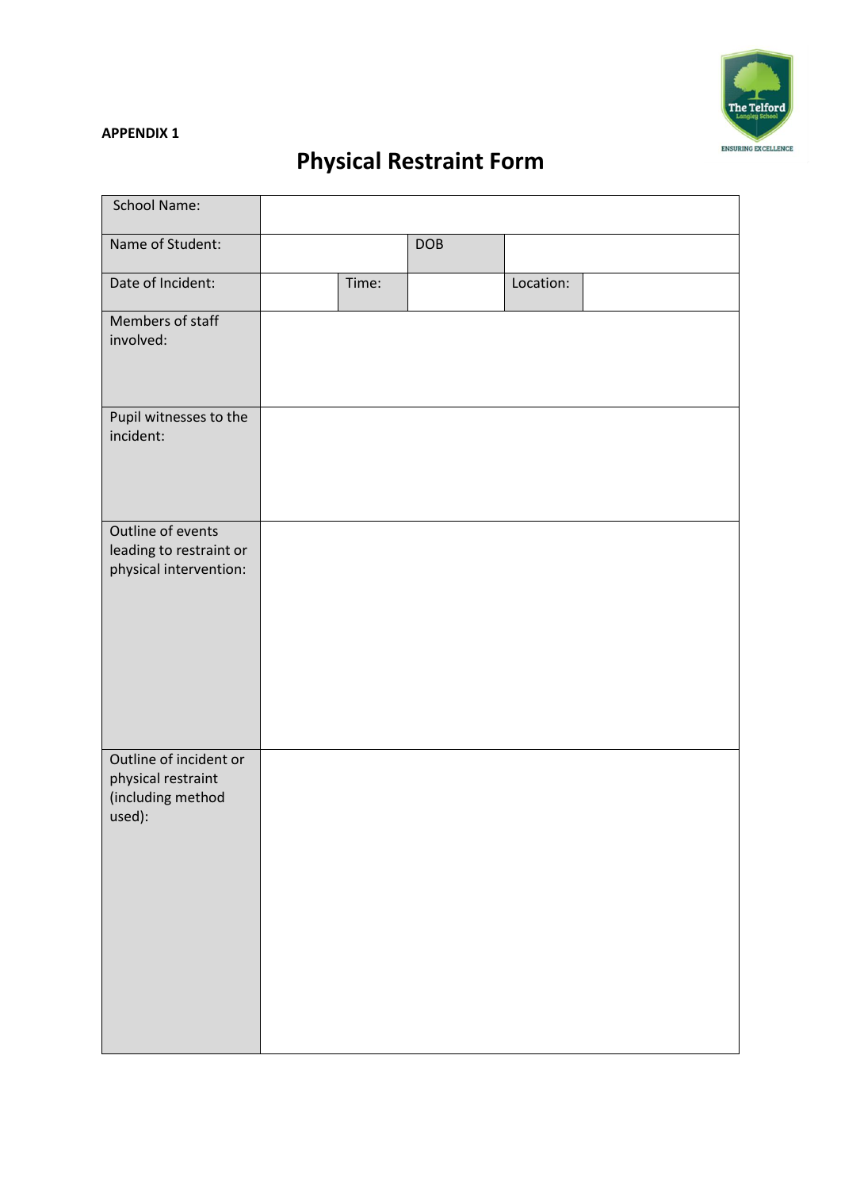**APPENDIX 1**

# Physical Restraint Form

| School Name: | | | | | |
|---|---|---|---|---|---|
| Name of Student: | | | DOB | | |
| Date of Incident: | | Time: | | Location: | |
| Members of staff involved: | | | | | |
| Pupil witnesses to the incident: | | | | | |
| Outline of events leading to restraint or physical intervention: | | | | | |
| Outline of incident or physical restraint (including method used): | | | | | |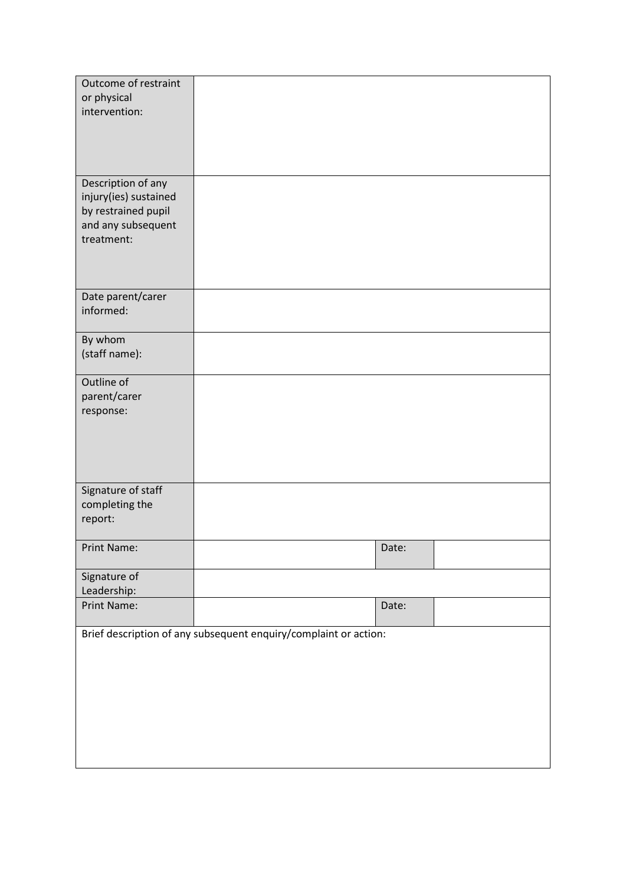| | | | |
|---|---|---|---|
| Outcome of restraint or physical intervention: | | | |
| Description of any injury(ies) sustained by restrained pupil and any subsequent treatment: | | | |
| Date parent/carer informed: | | | |
| By whom (staff name): | | | |
| Outline of parent/carer response: | | | |
| Signature of staff completing the report: | | | |
| Print Name: | | Date: | |
| Signature of Leadership: | | | |
| Print Name: | | Date: | |
| Brief description of any subsequent enquiry/complaint or action: | | | |